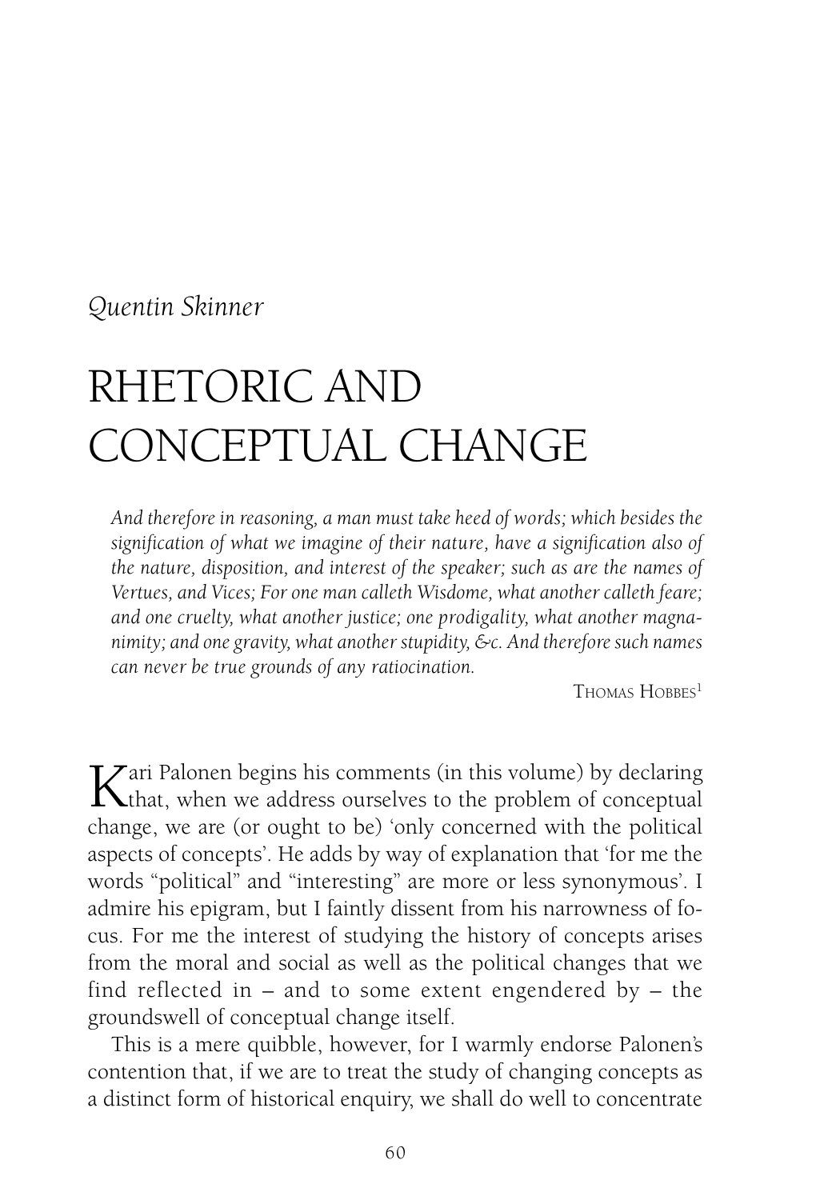*Quentin Skinner*

# RHETORIC AND CONCEPTUAL CHANGE

> *And therefore in reasoning, a man must take heed of words; which besides the signification of what we imagine of their nature, have a signification also of the nature, disposition, and interest of the speaker; such as are the names of Vertues, and Vices; For one man calleth Wisdome, what another calleth feare; and one cruelty, what another justice; one prodigality, what another magnanimity; and one gravity, what another stupidity, &c. And therefore such names can never be true grounds of any ratiocination.*
>
> THOMAS HOBBES[1]

Kari Palonen begins his comments (in this volume) by declaring that, when we address ourselves to the problem of conceptual change, we are (or ought to be) 'only concerned with the political aspects of concepts'. He adds by way of explanation that 'for me the words "political" and "interesting" are more or less synonymous'. I admire his epigram, but I faintly dissent from his narrowness of focus. For me the interest of studying the history of concepts arises from the moral and social as well as the political changes that we find reflected in – and to some extent engendered by – the groundswell of conceptual change itself.

This is a mere quibble, however, for I warmly endorse Palonen's contention that, if we are to treat the study of changing concepts as a distinct form of historical enquiry, we shall do well to concentrate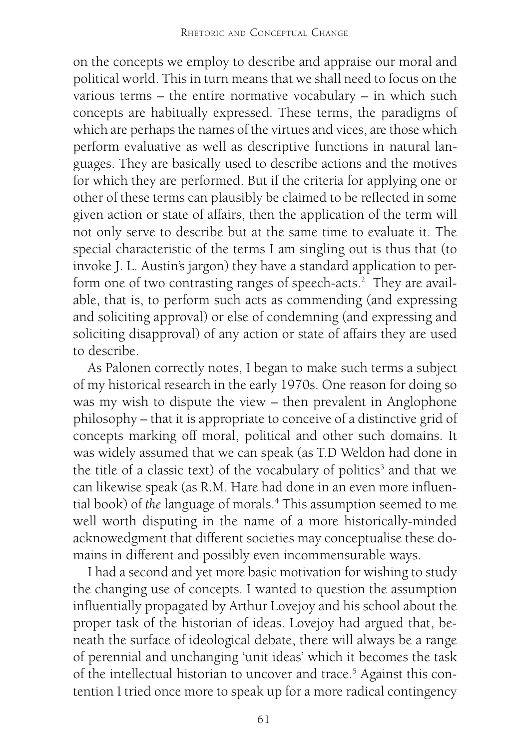on the concepts we employ to describe and appraise our moral and political world. This in turn means that we shall need to focus on the various terms – the entire normative vocabulary – in which such concepts are habitually expressed. These terms, the paradigms of which are perhaps the names of the virtues and vices, are those which perform evaluative as well as descriptive functions in natural languages. They are basically used to describe actions and the motives for which they are performed. But if the criteria for applying one or other of these terms can plausibly be claimed to be reflected in some given action or state of affairs, then the application of the term will not only serve to describe but at the same time to evaluate it. The special characteristic of the terms I am singling out is thus that (to invoke J. L. Austin's jargon) they have a standard application to perform one of two contrasting ranges of speech-acts.[2] They are available, that is, to perform such acts as commending (and expressing and soliciting approval) or else of condemning (and expressing and soliciting disapproval) of any action or state of affairs they are used to describe.

As Palonen correctly notes, I began to make such terms a subject of my historical research in the early 1970s. One reason for doing so was my wish to dispute the view – then prevalent in Anglophone philosophy – that it is appropriate to conceive of a distinctive grid of concepts marking off moral, political and other such domains. It was widely assumed that we can speak (as T.D Weldon had done in the title of a classic text) of the vocabulary of politics[3] and that we can likewise speak (as R.M. Hare had done in an even more influential book) of *the* language of morals.[4] This assumption seemed to me well worth disputing in the name of a more historically-minded acknowedgment that different societies may conceptualise these domains in different and possibly even incommensurable ways.

I had a second and yet more basic motivation for wishing to study the changing use of concepts. I wanted to question the assumption influentially propagated by Arthur Lovejoy and his school about the proper task of the historian of ideas. Lovejoy had argued that, beneath the surface of ideological debate, there will always be a range of perennial and unchanging 'unit ideas' which it becomes the task of the intellectual historian to uncover and trace.[5] Against this contention I tried once more to speak up for a more radical contingency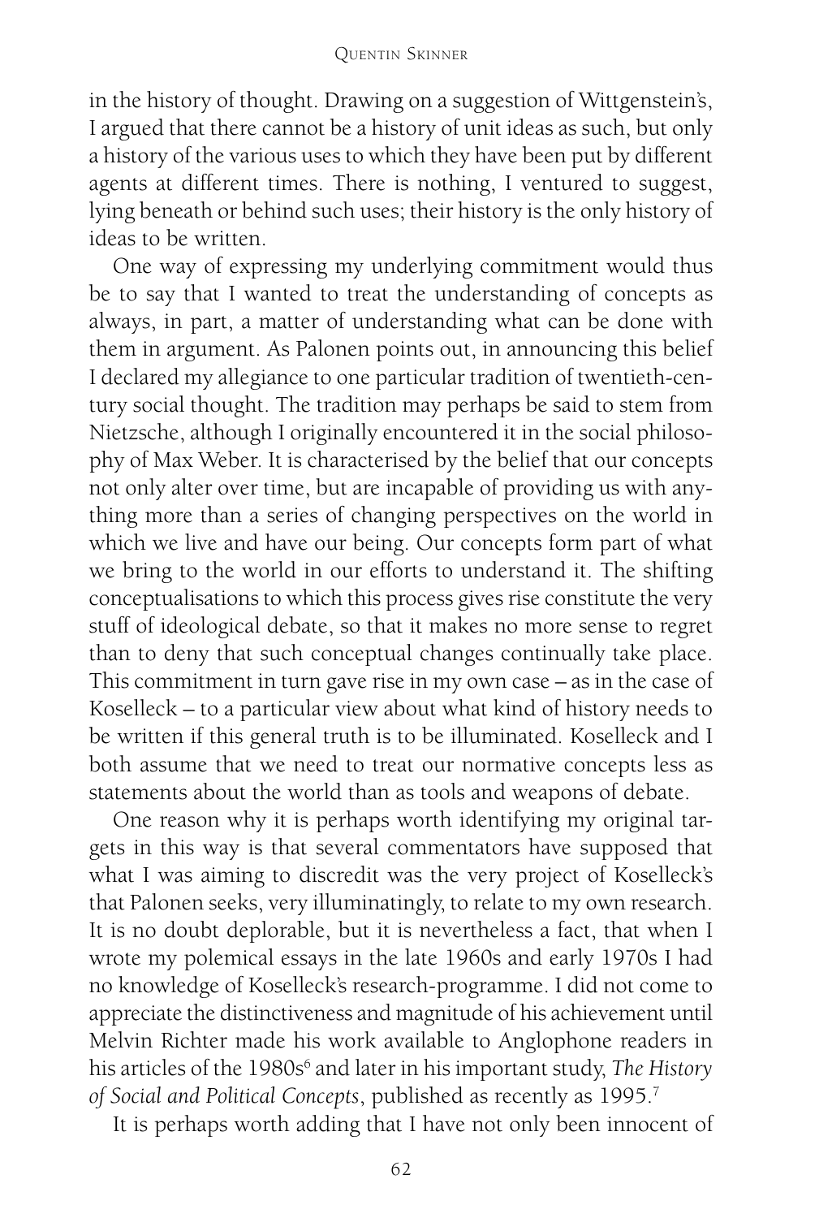in the history of thought. Drawing on a suggestion of Wittgenstein's, I argued that there cannot be a history of unit ideas as such, but only a history of the various uses to which they have been put by different agents at different times. There is nothing, I ventured to suggest, lying beneath or behind such uses; their history is the only history of ideas to be written.

One way of expressing my underlying commitment would thus be to say that I wanted to treat the understanding of concepts as always, in part, a matter of understanding what can be done with them in argument. As Palonen points out, in announcing this belief I declared my allegiance to one particular tradition of twentieth-century social thought. The tradition may perhaps be said to stem from Nietzsche, although I originally encountered it in the social philosophy of Max Weber. It is characterised by the belief that our concepts not only alter over time, but are incapable of providing us with anything more than a series of changing perspectives on the world in which we live and have our being. Our concepts form part of what we bring to the world in our efforts to understand it. The shifting conceptualisations to which this process gives rise constitute the very stuff of ideological debate, so that it makes no more sense to regret than to deny that such conceptual changes continually take place. This commitment in turn gave rise in my own case – as in the case of Koselleck – to a particular view about what kind of history needs to be written if this general truth is to be illuminated. Koselleck and I both assume that we need to treat our normative concepts less as statements about the world than as tools and weapons of debate.

One reason why it is perhaps worth identifying my original targets in this way is that several commentators have supposed that what I was aiming to discredit was the very project of Koselleck's that Palonen seeks, very illuminatingly, to relate to my own research. It is no doubt deplorable, but it is nevertheless a fact, that when I wrote my polemical essays in the late 1960s and early 1970s I had no knowledge of Koselleck's research-programme. I did not come to appreciate the distinctiveness and magnitude of his achievement until Melvin Richter made his work available to Anglophone readers in his articles of the 1980s[6] and later in his important study, *The History of Social and Political Concepts*, published as recently as 1995.[7]

It is perhaps worth adding that I have not only been innocent of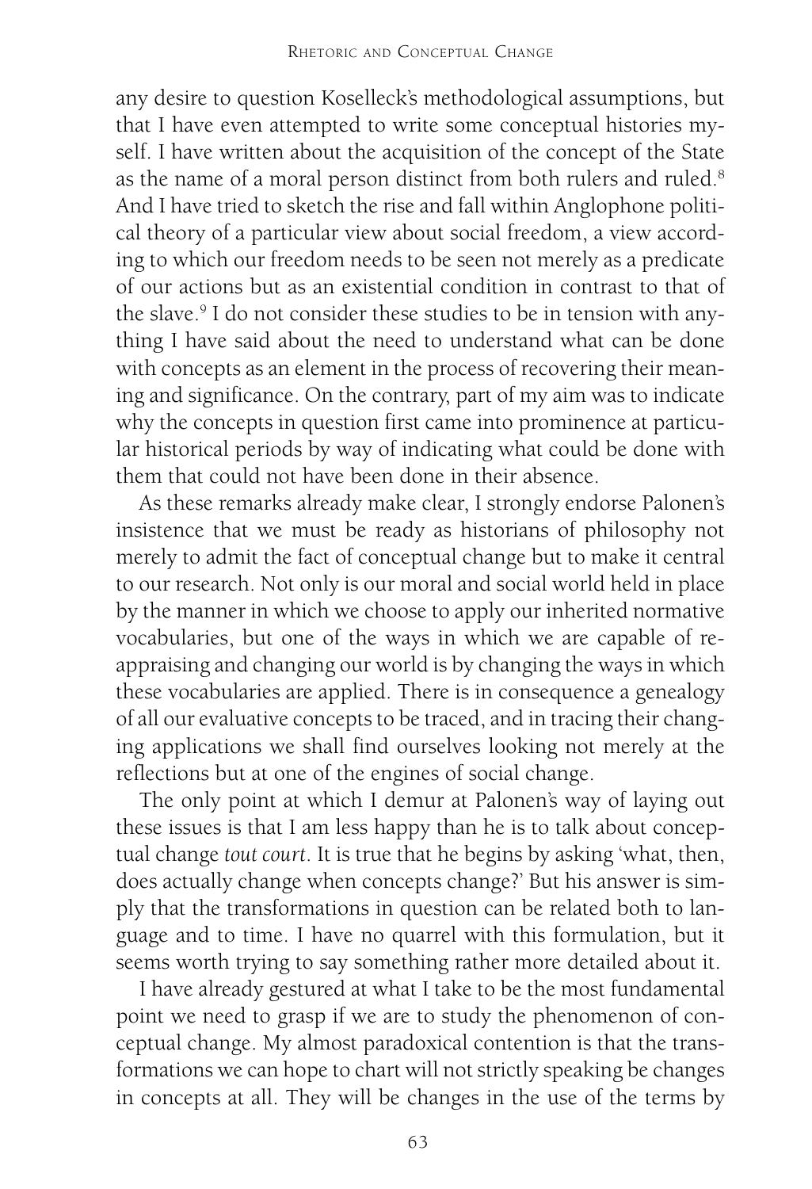any desire to question Koselleck's methodological assumptions, but that I have even attempted to write some conceptual histories myself. I have written about the acquisition of the concept of the State as the name of a moral person distinct from both rulers and ruled.[8] And I have tried to sketch the rise and fall within Anglophone political theory of a particular view about social freedom, a view according to which our freedom needs to be seen not merely as a predicate of our actions but as an existential condition in contrast to that of the slave.[9] I do not consider these studies to be in tension with anything I have said about the need to understand what can be done with concepts as an element in the process of recovering their meaning and significance. On the contrary, part of my aim was to indicate why the concepts in question first came into prominence at particular historical periods by way of indicating what could be done with them that could not have been done in their absence.

As these remarks already make clear, I strongly endorse Palonen's insistence that we must be ready as historians of philosophy not merely to admit the fact of conceptual change but to make it central to our research. Not only is our moral and social world held in place by the manner in which we choose to apply our inherited normative vocabularies, but one of the ways in which we are capable of reappraising and changing our world is by changing the ways in which these vocabularies are applied. There is in consequence a genealogy of all our evaluative concepts to be traced, and in tracing their changing applications we shall find ourselves looking not merely at the reflections but at one of the engines of social change.

The only point at which I demur at Palonen's way of laying out these issues is that I am less happy than he is to talk about conceptual change *tout court*. It is true that he begins by asking 'what, then, does actually change when concepts change?' But his answer is simply that the transformations in question can be related both to language and to time. I have no quarrel with this formulation, but it seems worth trying to say something rather more detailed about it.

I have already gestured at what I take to be the most fundamental point we need to grasp if we are to study the phenomenon of conceptual change. My almost paradoxical contention is that the transformations we can hope to chart will not strictly speaking be changes in concepts at all. They will be changes in the use of the terms by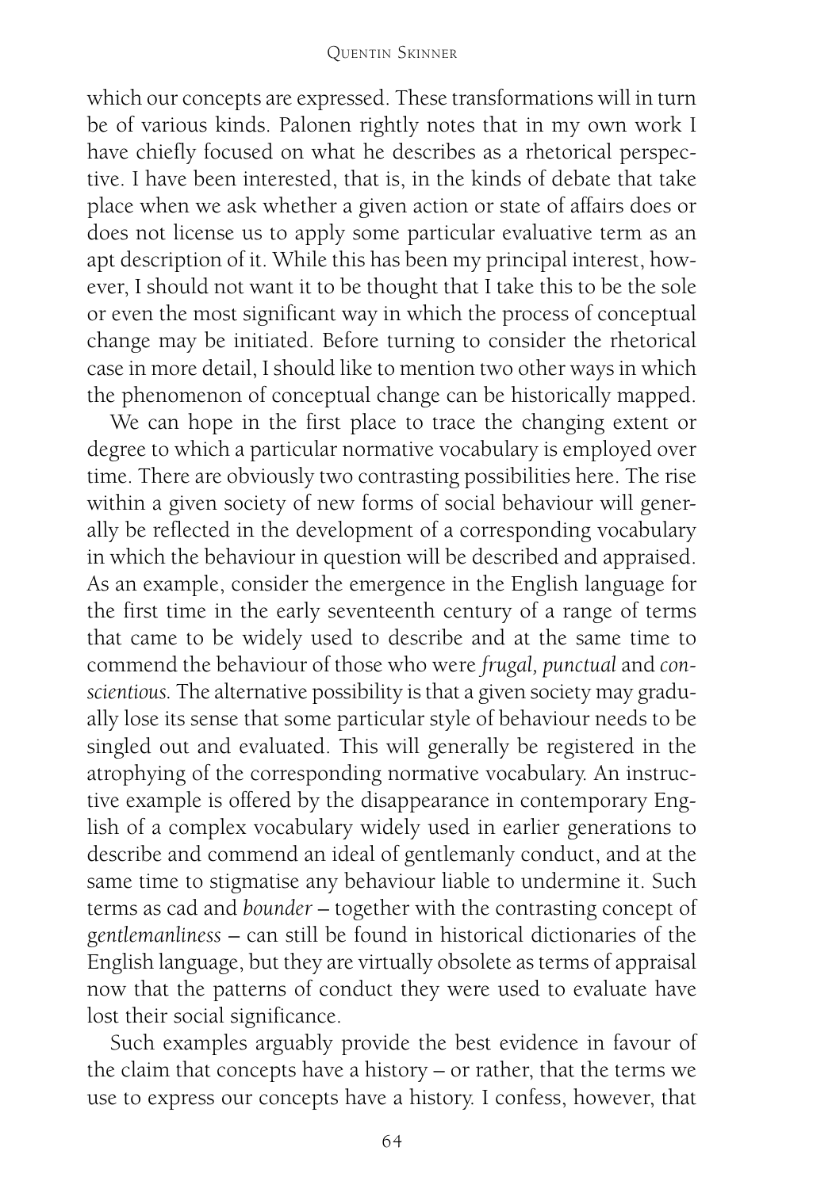which our concepts are expressed. These transformations will in turn be of various kinds. Palonen rightly notes that in my own work I have chiefly focused on what he describes as a rhetorical perspective. I have been interested, that is, in the kinds of debate that take place when we ask whether a given action or state of affairs does or does not license us to apply some particular evaluative term as an apt description of it. While this has been my principal interest, however, I should not want it to be thought that I take this to be the sole or even the most significant way in which the process of conceptual change may be initiated. Before turning to consider the rhetorical case in more detail, I should like to mention two other ways in which the phenomenon of conceptual change can be historically mapped.

We can hope in the first place to trace the changing extent or degree to which a particular normative vocabulary is employed over time. There are obviously two contrasting possibilities here. The rise within a given society of new forms of social behaviour will generally be reflected in the development of a corresponding vocabulary in which the behaviour in question will be described and appraised. As an example, consider the emergence in the English language for the first time in the early seventeenth century of a range of terms that came to be widely used to describe and at the same time to commend the behaviour of those who were *frugal, punctual* and *conscientious.* The alternative possibility is that a given society may gradually lose its sense that some particular style of behaviour needs to be singled out and evaluated. This will generally be registered in the atrophying of the corresponding normative vocabulary. An instructive example is offered by the disappearance in contemporary English of a complex vocabulary widely used in earlier generations to describe and commend an ideal of gentlemanly conduct, and at the same time to stigmatise any behaviour liable to undermine it. Such terms as cad and *bounder* – together with the contrasting concept of *gentlemanliness* – can still be found in historical dictionaries of the English language, but they are virtually obsolete as terms of appraisal now that the patterns of conduct they were used to evaluate have lost their social significance.

Such examples arguably provide the best evidence in favour of the claim that concepts have a history – or rather, that the terms we use to express our concepts have a history. I confess, however, that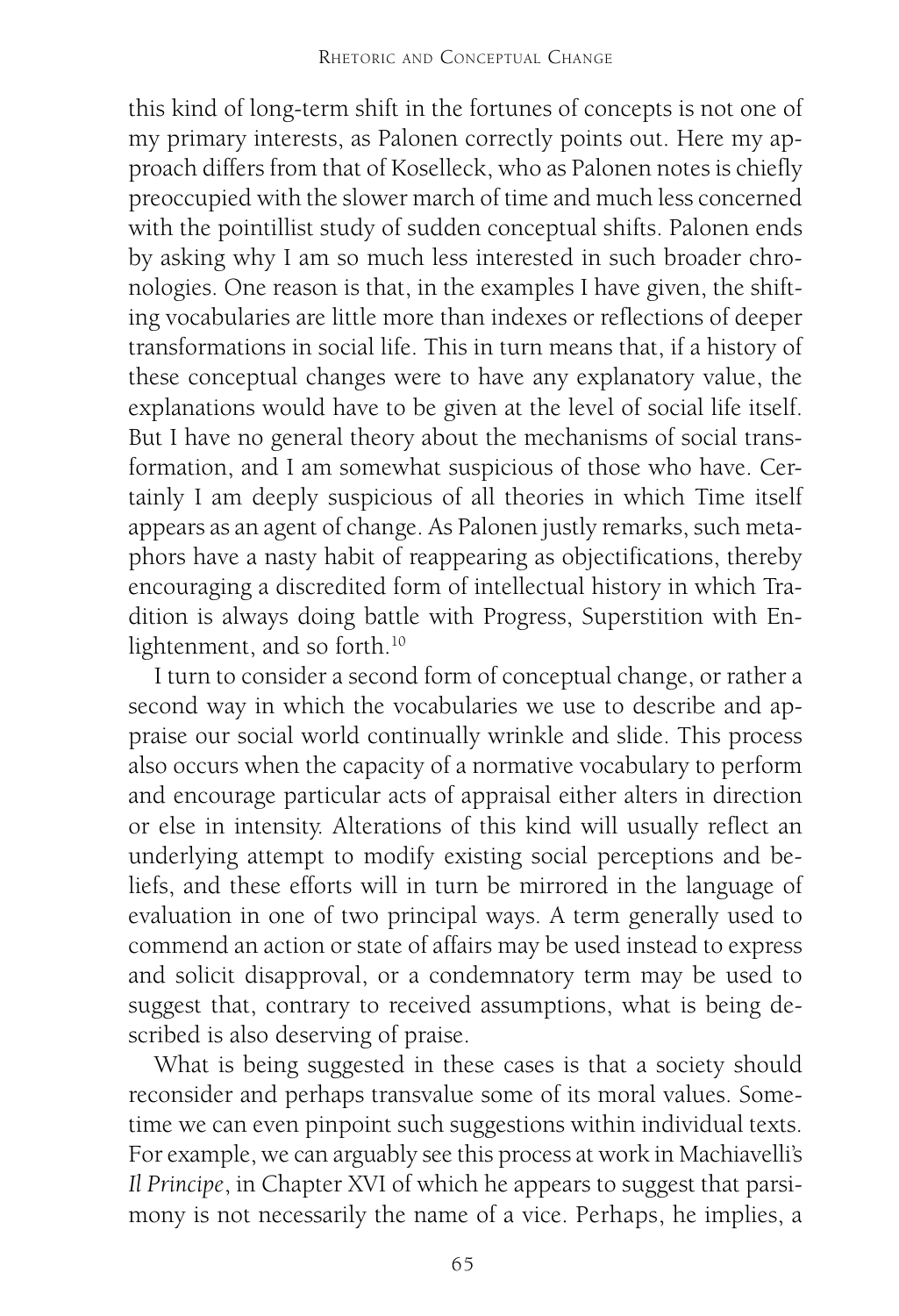this kind of long-term shift in the fortunes of concepts is not one of my primary interests, as Palonen correctly points out. Here my approach differs from that of Koselleck, who as Palonen notes is chiefly preoccupied with the slower march of time and much less concerned with the pointillist study of sudden conceptual shifts. Palonen ends by asking why I am so much less interested in such broader chronologies. One reason is that, in the examples I have given, the shifting vocabularies are little more than indexes or reflections of deeper transformations in social life. This in turn means that, if a history of these conceptual changes were to have any explanatory value, the explanations would have to be given at the level of social life itself. But I have no general theory about the mechanisms of social transformation, and I am somewhat suspicious of those who have. Certainly I am deeply suspicious of all theories in which Time itself appears as an agent of change. As Palonen justly remarks, such metaphors have a nasty habit of reappearing as objectifications, thereby encouraging a discredited form of intellectual history in which Tradition is always doing battle with Progress, Superstition with Enlightenment, and so forth.[10]

I turn to consider a second form of conceptual change, or rather a second way in which the vocabularies we use to describe and appraise our social world continually wrinkle and slide. This process also occurs when the capacity of a normative vocabulary to perform and encourage particular acts of appraisal either alters in direction or else in intensity. Alterations of this kind will usually reflect an underlying attempt to modify existing social perceptions and beliefs, and these efforts will in turn be mirrored in the language of evaluation in one of two principal ways. A term generally used to commend an action or state of affairs may be used instead to express and solicit disapproval, or a condemnatory term may be used to suggest that, contrary to received assumptions, what is being described is also deserving of praise.

What is being suggested in these cases is that a society should reconsider and perhaps transvalue some of its moral values. Sometime we can even pinpoint such suggestions within individual texts. For example, we can arguably see this process at work in Machiavelli's *Il Principe*, in Chapter XVI of which he appears to suggest that parsimony is not necessarily the name of a vice. Perhaps, he implies, a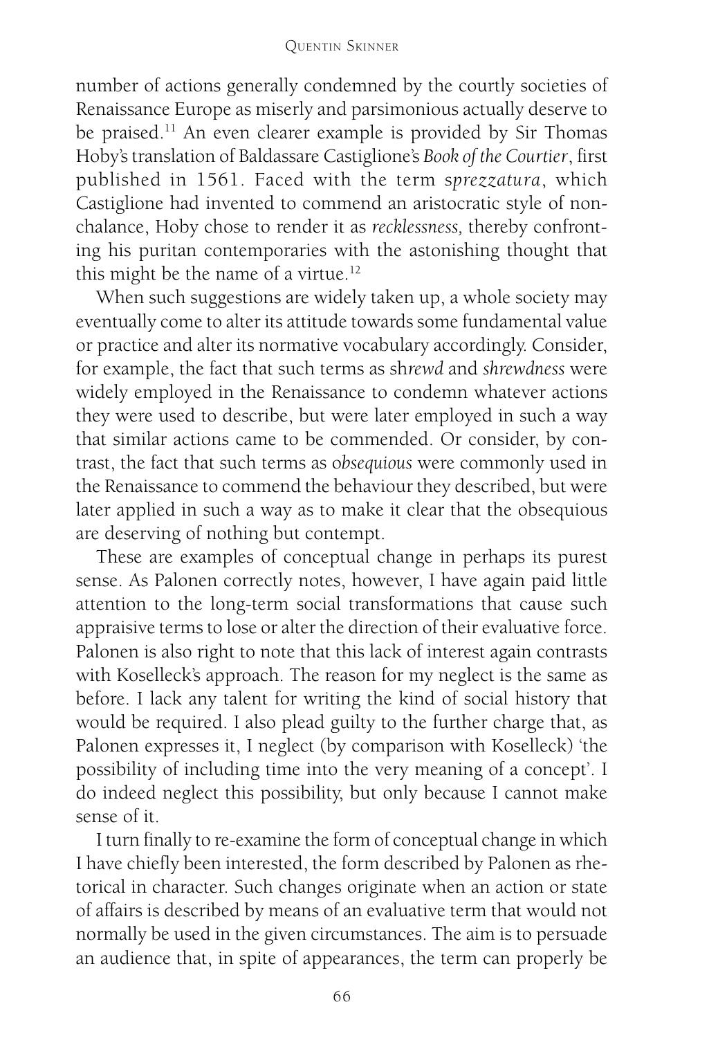number of actions generally condemned by the courtly societies of Renaissance Europe as miserly and parsimonious actually deserve to be praised.[11] An even clearer example is provided by Sir Thomas Hoby's translation of Baldassare Castiglione's *Book of the Courtier*, first published in 1561. Faced with the term *sprezzatura*, which Castiglione had invented to commend an aristocratic style of nonchalance, Hoby chose to render it as *recklessness,* thereby confronting his puritan contemporaries with the astonishing thought that this might be the name of a virtue.[12]

When such suggestions are widely taken up, a whole society may eventually come to alter its attitude towards some fundamental value or practice and alter its normative vocabulary accordingly. Consider, for example, the fact that such terms as *shrewd* and *shrewdness* were widely employed in the Renaissance to condemn whatever actions they were used to describe, but were later employed in such a way that similar actions came to be commended. Or consider, by contrast, the fact that such terms as *obsequious* were commonly used in the Renaissance to commend the behaviour they described, but were later applied in such a way as to make it clear that the obsequious are deserving of nothing but contempt.

These are examples of conceptual change in perhaps its purest sense. As Palonen correctly notes, however, I have again paid little attention to the long-term social transformations that cause such appraisive terms to lose or alter the direction of their evaluative force. Palonen is also right to note that this lack of interest again contrasts with Koselleck's approach. The reason for my neglect is the same as before. I lack any talent for writing the kind of social history that would be required. I also plead guilty to the further charge that, as Palonen expresses it, I neglect (by comparison with Koselleck) 'the possibility of including time into the very meaning of a concept'. I do indeed neglect this possibility, but only because I cannot make sense of it.

I turn finally to re-examine the form of conceptual change in which I have chiefly been interested, the form described by Palonen as rhetorical in character. Such changes originate when an action or state of affairs is described by means of an evaluative term that would not normally be used in the given circumstances. The aim is to persuade an audience that, in spite of appearances, the term can properly be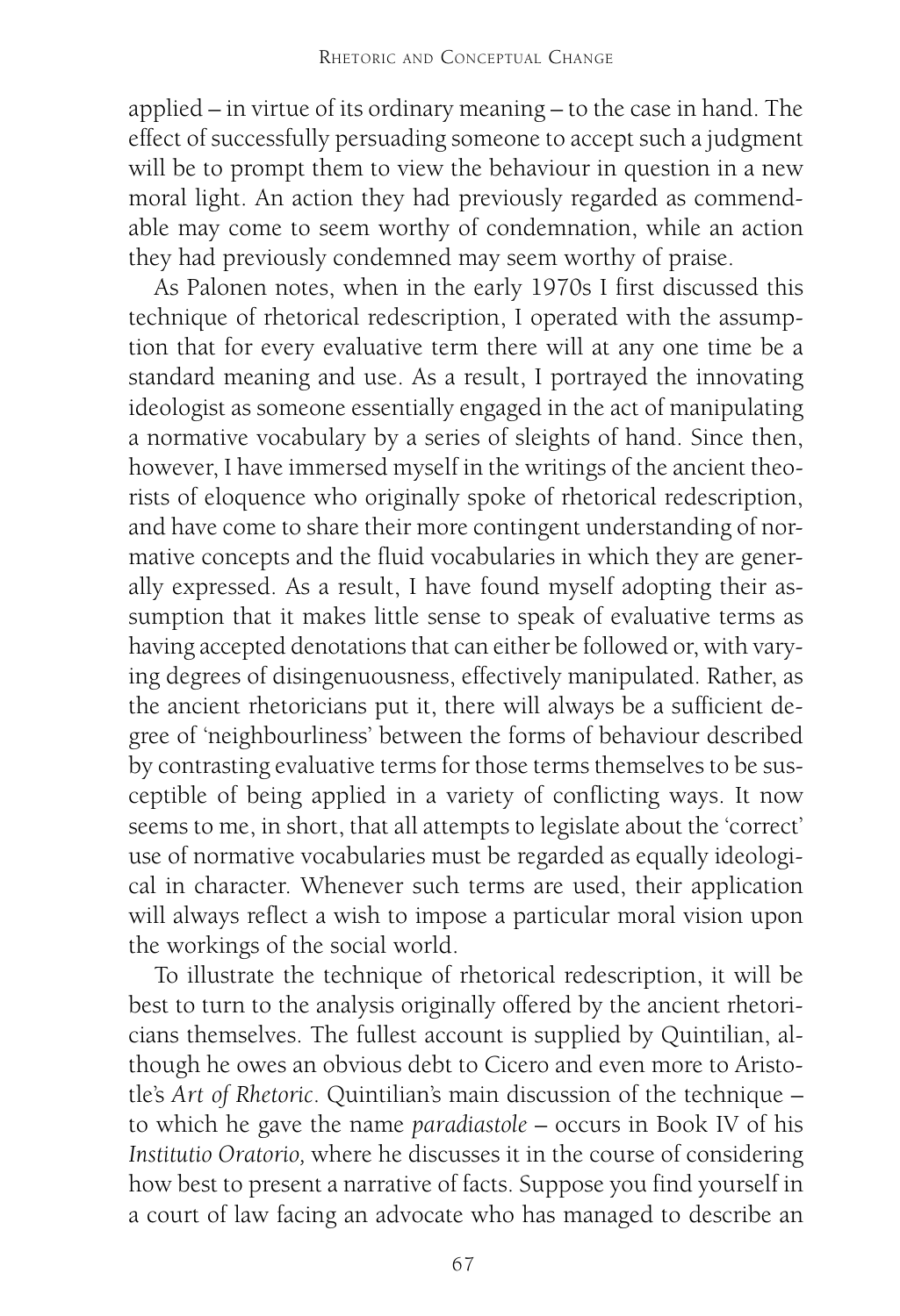applied – in virtue of its ordinary meaning – to the case in hand. The effect of successfully persuading someone to accept such a judgment will be to prompt them to view the behaviour in question in a new moral light. An action they had previously regarded as commendable may come to seem worthy of condemnation, while an action they had previously condemned may seem worthy of praise.

As Palonen notes, when in the early 1970s I first discussed this technique of rhetorical redescription, I operated with the assumption that for every evaluative term there will at any one time be a standard meaning and use. As a result, I portrayed the innovating ideologist as someone essentially engaged in the act of manipulating a normative vocabulary by a series of sleights of hand. Since then, however, I have immersed myself in the writings of the ancient theorists of eloquence who originally spoke of rhetorical redescription, and have come to share their more contingent understanding of normative concepts and the fluid vocabularies in which they are generally expressed. As a result, I have found myself adopting their assumption that it makes little sense to speak of evaluative terms as having accepted denotations that can either be followed or, with varying degrees of disingenuousness, effectively manipulated. Rather, as the ancient rhetoricians put it, there will always be a sufficient degree of 'neighbourliness' between the forms of behaviour described by contrasting evaluative terms for those terms themselves to be susceptible of being applied in a variety of conflicting ways. It now seems to me, in short, that all attempts to legislate about the 'correct' use of normative vocabularies must be regarded as equally ideological in character. Whenever such terms are used, their application will always reflect a wish to impose a particular moral vision upon the workings of the social world.

To illustrate the technique of rhetorical redescription, it will be best to turn to the analysis originally offered by the ancient rhetoricians themselves. The fullest account is supplied by Quintilian, although he owes an obvious debt to Cicero and even more to Aristotle's *Art of Rhetoric*. Quintilian's main discussion of the technique – to which he gave the name *paradiastole* – occurs in Book IV of his *Institutio Oratorio,* where he discusses it in the course of considering how best to present a narrative of facts. Suppose you find yourself in a court of law facing an advocate who has managed to describe an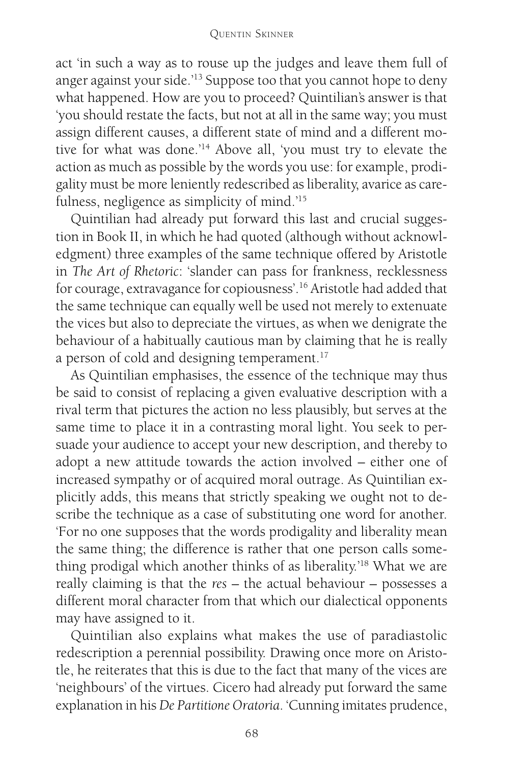act 'in such a way as to rouse up the judges and leave them full of anger against your side.'[13] Suppose too that you cannot hope to deny what happened. How are you to proceed? Quintilian's answer is that 'you should restate the facts, but not at all in the same way; you must assign different causes, a different state of mind and a different motive for what was done.'[14] Above all, 'you must try to elevate the action as much as possible by the words you use: for example, prodigality must be more leniently redescribed as liberality, avarice as carefulness, negligence as simplicity of mind.'[15]

Quintilian had already put forward this last and crucial suggestion in Book II, in which he had quoted (although without acknowledgment) three examples of the same technique offered by Aristotle in *The Art of Rhetoric*: 'slander can pass for frankness, recklessness for courage, extravagance for copiousness'.[16] Aristotle had added that the same technique can equally well be used not merely to extenuate the vices but also to depreciate the virtues, as when we denigrate the behaviour of a habitually cautious man by claiming that he is really a person of cold and designing temperament.[17]

As Quintilian emphasises, the essence of the technique may thus be said to consist of replacing a given evaluative description with a rival term that pictures the action no less plausibly, but serves at the same time to place it in a contrasting moral light. You seek to persuade your audience to accept your new description, and thereby to adopt a new attitude towards the action involved – either one of increased sympathy or of acquired moral outrage. As Quintilian explicitly adds, this means that strictly speaking we ought not to describe the technique as a case of substituting one word for another. 'For no one supposes that the words prodigality and liberality mean the same thing; the difference is rather that one person calls something prodigal which another thinks of as liberality.'[18] What we are really claiming is that the *res* – the actual behaviour – possesses a different moral character from that which our dialectical opponents may have assigned to it.

Quintilian also explains what makes the use of paradiastolic redescription a perennial possibility. Drawing once more on Aristotle, he reiterates that this is due to the fact that many of the vices are 'neighbours' of the virtues. Cicero had already put forward the same explanation in his *De Partitione Oratoria*. 'Cunning imitates prudence,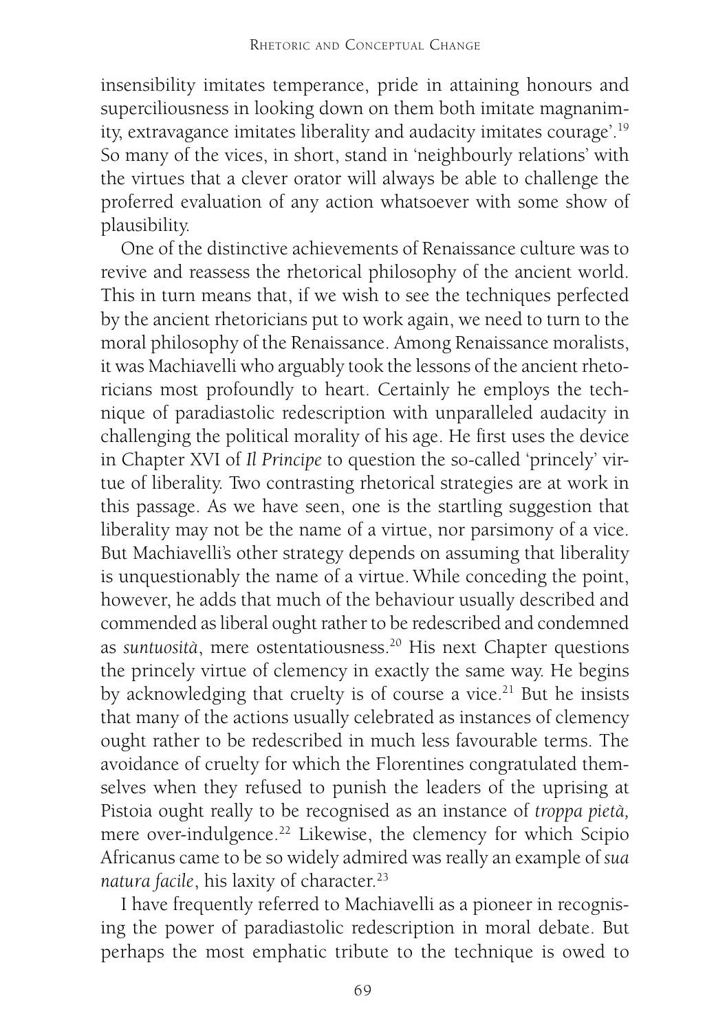insensibility imitates temperance, pride in attaining honours and superciliousness in looking down on them both imitate magnanimity, extravagance imitates liberality and audacity imitates courage'.[19] So many of the vices, in short, stand in 'neighbourly relations' with the virtues that a clever orator will always be able to challenge the proferred evaluation of any action whatsoever with some show of plausibility.

One of the distinctive achievements of Renaissance culture was to revive and reassess the rhetorical philosophy of the ancient world. This in turn means that, if we wish to see the techniques perfected by the ancient rhetoricians put to work again, we need to turn to the moral philosophy of the Renaissance. Among Renaissance moralists, it was Machiavelli who arguably took the lessons of the ancient rhetoricians most profoundly to heart. Certainly he employs the technique of paradiastolic redescription with unparalleled audacity in challenging the political morality of his age. He first uses the device in Chapter XVI of *Il Principe* to question the so-called 'princely' virtue of liberality. Two contrasting rhetorical strategies are at work in this passage. As we have seen, one is the startling suggestion that liberality may not be the name of a virtue, nor parsimony of a vice. But Machiavelli's other strategy depends on assuming that liberality is unquestionably the name of a virtue. While conceding the point, however, he adds that much of the behaviour usually described and commended as liberal ought rather to be redescribed and condemned as *suntuosità*, mere ostentatiousness.[20] His next Chapter questions the princely virtue of clemency in exactly the same way. He begins by acknowledging that cruelty is of course a vice.[21] But he insists that many of the actions usually celebrated as instances of clemency ought rather to be redescribed in much less favourable terms. The avoidance of cruelty for which the Florentines congratulated themselves when they refused to punish the leaders of the uprising at Pistoia ought really to be recognised as an instance of *troppa pietà,* mere over-indulgence.[22] Likewise, the clemency for which Scipio Africanus came to be so widely admired was really an example of *sua natura facile*, his laxity of character.[23]

I have frequently referred to Machiavelli as a pioneer in recognising the power of paradiastolic redescription in moral debate. But perhaps the most emphatic tribute to the technique is owed to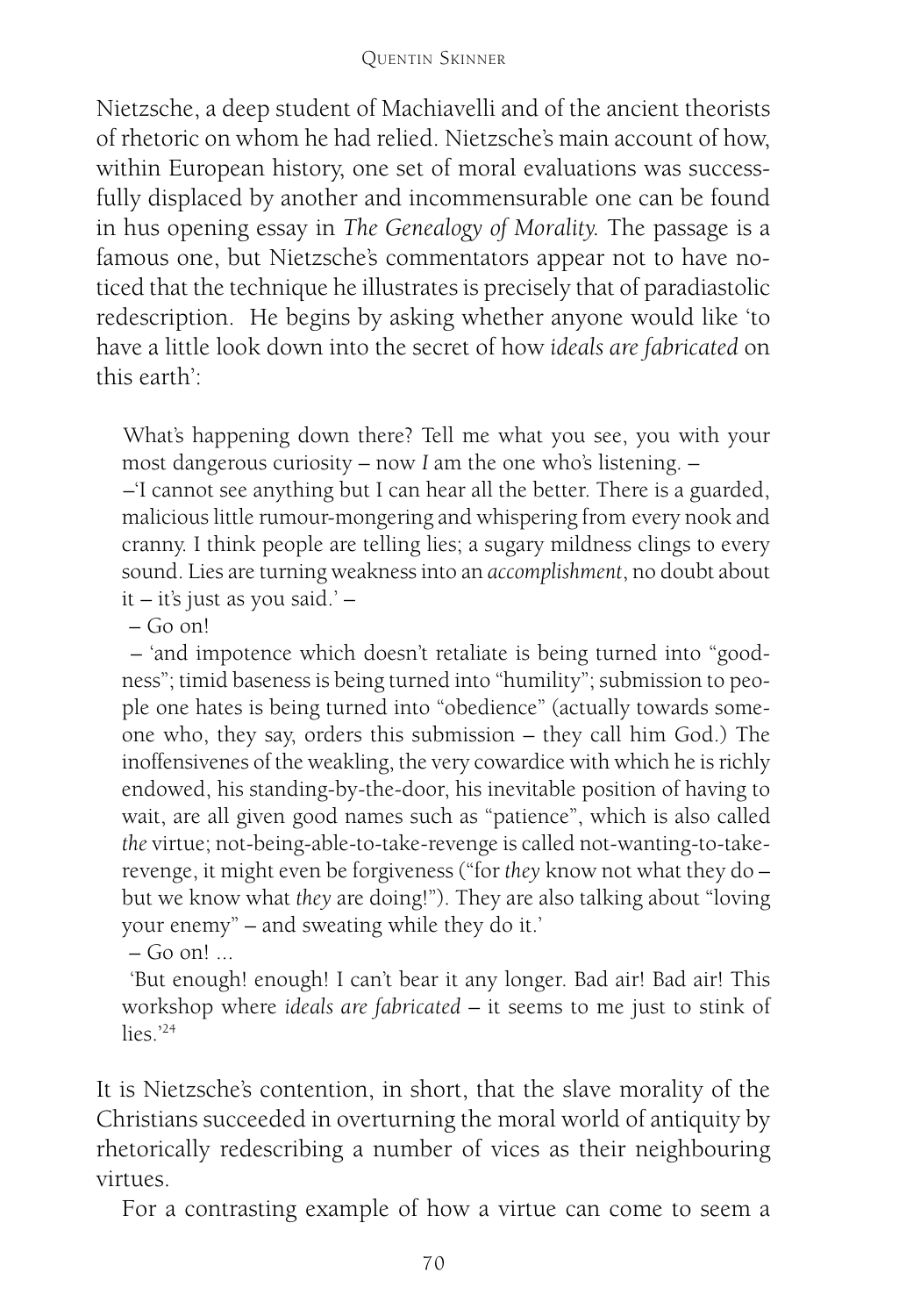Nietzsche, a deep student of Machiavelli and of the ancient theorists of rhetoric on whom he had relied. Nietzsche's main account of how, within European history, one set of moral evaluations was successfully displaced by another and incommensurable one can be found in hus opening essay in *The Genealogy of Morality.* The passage is a famous one, but Nietzsche's commentators appear not to have noticed that the technique he illustrates is precisely that of paradiastolic redescription. He begins by asking whether anyone would like 'to have a little look down into the secret of how *ideals are fabricated* on this earth':

> What's happening down there? Tell me what you see, you with your most dangerous curiosity – now *I* am the one who's listening. –
>
> –'I cannot see anything but I can hear all the better. There is a guarded, malicious little rumour-mongering and whispering from every nook and cranny. I think people are telling lies; a sugary mildness clings to every sound. Lies are turning weakness into an *accomplishment*, no doubt about it – it's just as you said.' –
>
> – Go on!
>
> – 'and impotence which doesn't retaliate is being turned into "goodness"; timid baseness is being turned into "humility"; submission to people one hates is being turned into "obedience" (actually towards someone who, they say, orders this submission – they call him God.) The inoffensivenes of the weakling, the very cowardice with which he is richly endowed, his standing-by-the-door, his inevitable position of having to wait, are all given good names such as "patience", which is also called *the* virtue; not-being-able-to-take-revenge is called not-wanting-to-take-revenge, it might even be forgiveness ("for *they* know not what they do – but we know what *they* are doing!"). They are also talking about "loving your enemy" – and sweating while they do it.'
>
> – Go on! ...
>
> 'But enough! enough! I can't bear it any longer. Bad air! Bad air! This workshop where *ideals are fabricated* – it seems to me just to stink of lies.'[24]

It is Nietzsche's contention, in short, that the slave morality of the Christians succeeded in overturning the moral world of antiquity by rhetorically redescribing a number of vices as their neighbouring virtues.

For a contrasting example of how a virtue can come to seem a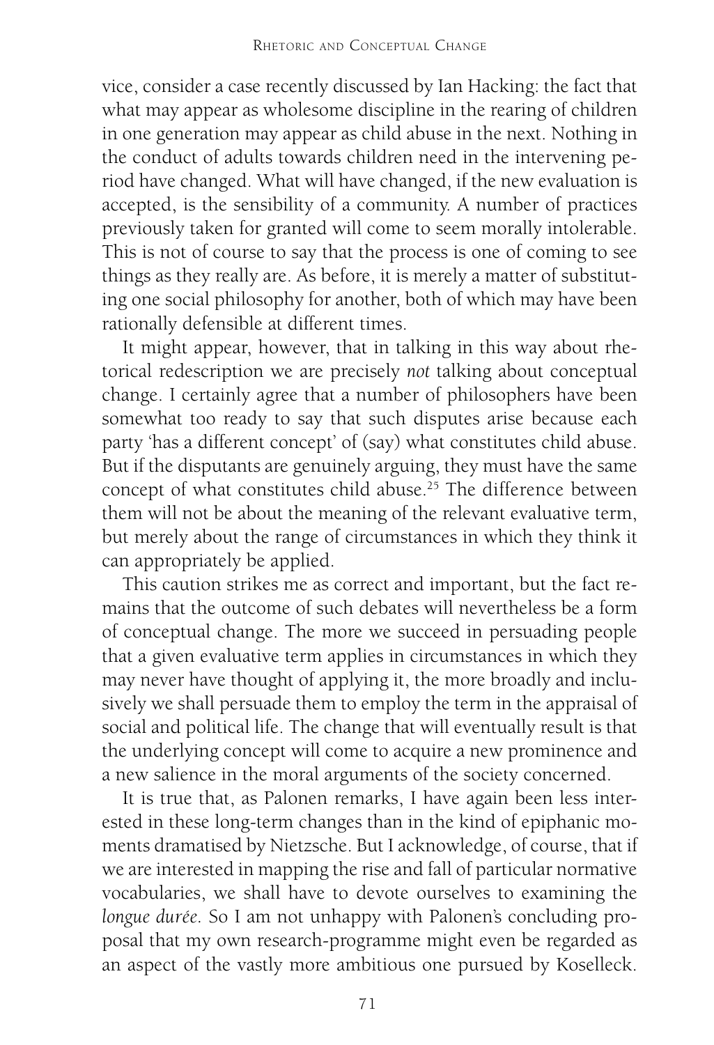vice, consider a case recently discussed by Ian Hacking: the fact that what may appear as wholesome discipline in the rearing of children in one generation may appear as child abuse in the next. Nothing in the conduct of adults towards children need in the intervening period have changed. What will have changed, if the new evaluation is accepted, is the sensibility of a community. A number of practices previously taken for granted will come to seem morally intolerable. This is not of course to say that the process is one of coming to see things as they really are. As before, it is merely a matter of substituting one social philosophy for another, both of which may have been rationally defensible at different times.

It might appear, however, that in talking in this way about rhetorical redescription we are precisely *not* talking about conceptual change. I certainly agree that a number of philosophers have been somewhat too ready to say that such disputes arise because each party 'has a different concept' of (say) what constitutes child abuse. But if the disputants are genuinely arguing, they must have the same concept of what constitutes child abuse.[25] The difference between them will not be about the meaning of the relevant evaluative term, but merely about the range of circumstances in which they think it can appropriately be applied.

This caution strikes me as correct and important, but the fact remains that the outcome of such debates will nevertheless be a form of conceptual change. The more we succeed in persuading people that a given evaluative term applies in circumstances in which they may never have thought of applying it, the more broadly and inclusively we shall persuade them to employ the term in the appraisal of social and political life. The change that will eventually result is that the underlying concept will come to acquire a new prominence and a new salience in the moral arguments of the society concerned.

It is true that, as Palonen remarks, I have again been less interested in these long-term changes than in the kind of epiphanic moments dramatised by Nietzsche. But I acknowledge, of course, that if we are interested in mapping the rise and fall of particular normative vocabularies, we shall have to devote ourselves to examining the *longue durée*. So I am not unhappy with Palonen's concluding proposal that my own research-programme might even be regarded as an aspect of the vastly more ambitious one pursued by Koselleck.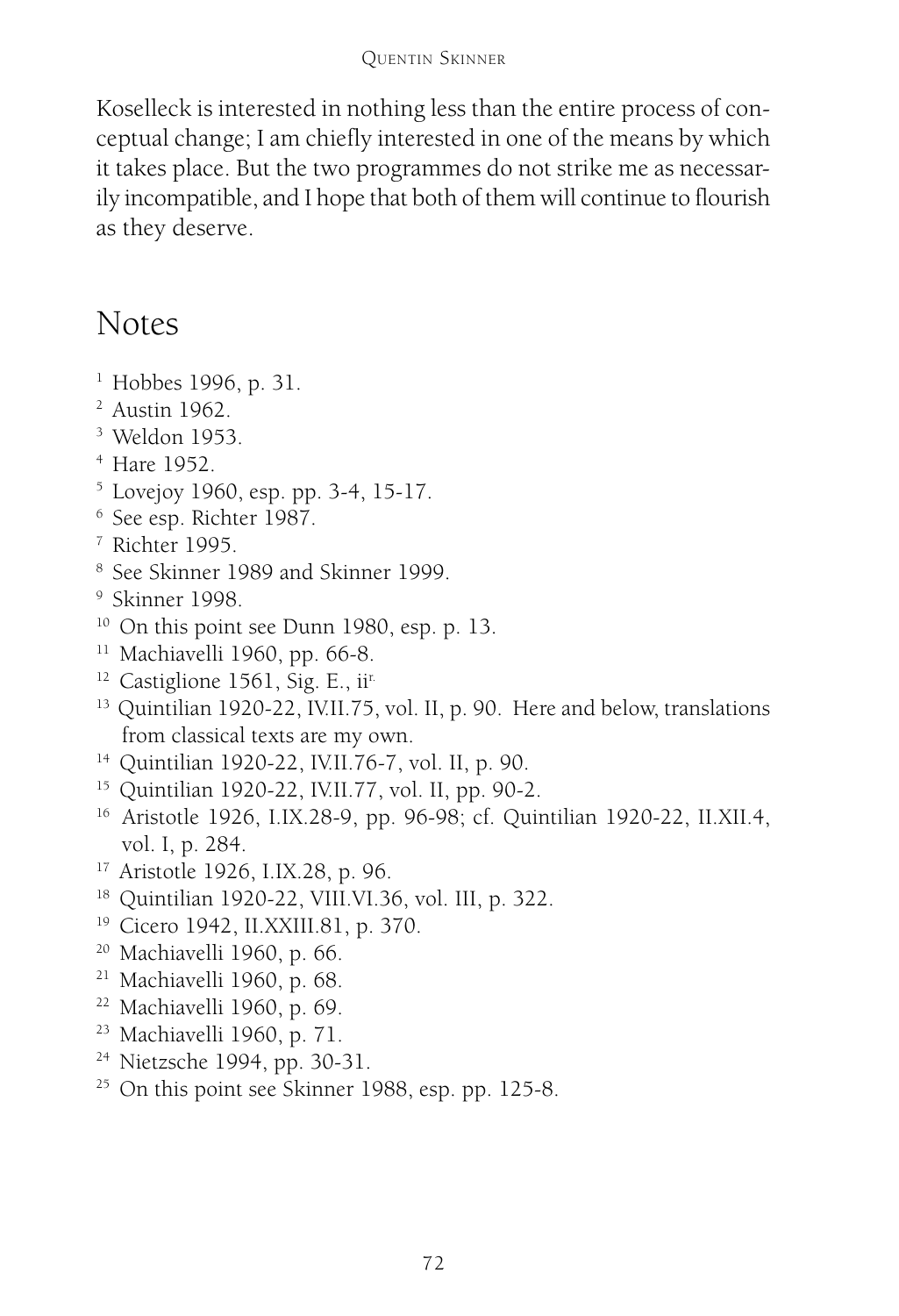Koselleck is interested in nothing less than the entire process of conceptual change; I am chiefly interested in one of the means by which it takes place. But the two programmes do not strike me as necessarily incompatible, and I hope that both of them will continue to flourish as they deserve.

## Notes

1. Hobbes 1996, p. 31.
2. Austin 1962.
3. Weldon 1953.
4. Hare 1952.
5. Lovejoy 1960, esp. pp. 3-4, 15-17.
6. See esp. Richter 1987.
7. Richter 1995.
8. See Skinner 1989 and Skinner 1999.
9. Skinner 1998.
10. On this point see Dunn 1980, esp. p. 13.
11. Machiavelli 1960, pp. 66-8.
12. Castiglione 1561, Sig. E., ii[r.]
13. Quintilian 1920-22, IV.II.75, vol. II, p. 90. Here and below, translations from classical texts are my own.
14. Quintilian 1920-22, IV.II.76-7, vol. II, p. 90.
15. Quintilian 1920-22, IV.II.77, vol. II, pp. 90-2.
16. Aristotle 1926, I.IX.28-9, pp. 96-98; cf. Quintilian 1920-22, II.XII.4, vol. I, p. 284.
17. Aristotle 1926, I.IX.28, p. 96.
18. Quintilian 1920-22, VIII.VI.36, vol. III, p. 322.
19. Cicero 1942, II.XXIII.81, p. 370.
20. Machiavelli 1960, p. 66.
21. Machiavelli 1960, p. 68.
22. Machiavelli 1960, p. 69.
23. Machiavelli 1960, p. 71.
24. Nietzsche 1994, pp. 30-31.
25. On this point see Skinner 1988, esp. pp. 125-8.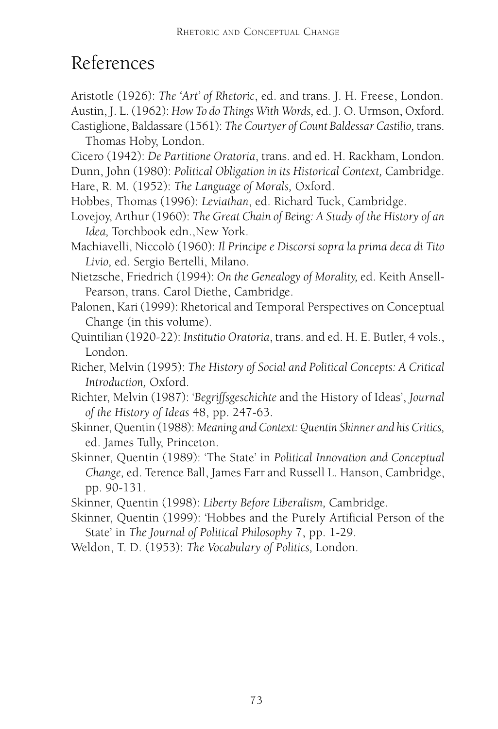# References

Aristotle (1926): *The 'Art' of Rhetoric*, ed. and trans. J. H. Freese, London.

Austin, J. L. (1962): *How To do Things With Words,* ed. J. O. Urmson, Oxford.

Castiglione, Baldassare (1561): *The Courtyer of Count Baldessar Castilio,* trans. Thomas Hoby, London.

Cicero (1942): *De Partitione Oratoria*, trans. and ed. H. Rackham, London.

Dunn, John (1980): *Political Obligation in its Historical Context,* Cambridge.

Hare, R. M. (1952): *The Language of Morals,* Oxford.

Hobbes, Thomas (1996): *Leviathan*, ed. Richard Tuck, Cambridge.

Lovejoy, Arthur (1960): *The Great Chain of Being: A Study of the History of an Idea,* Torchbook edn.,New York.

Machiavelli, Niccolò (1960): *Il Principe e Discorsi sopra la prima deca di Tito Livio,* ed. Sergio Bertelli, Milano.

Nietzsche, Friedrich (1994): *On the Genealogy of Morality,* ed. Keith Ansell-Pearson, trans. Carol Diethe, Cambridge.

Palonen, Kari (1999): Rhetorical and Temporal Perspectives on Conceptual Change (in this volume).

Quintilian (1920-22): *Institutio Oratoria*, trans. and ed. H. E. Butler, 4 vols., London.

Richer, Melvin (1995): *The History of Social and Political Concepts: A Critical Introduction,* Oxford.

Richter, Melvin (1987): '*Begriffsgeschichte* and the History of Ideas', *Journal of the History of Ideas* 48, pp. 247-63.

Skinner, Quentin (1988): *Meaning and Context: Quentin Skinner and his Critics,* ed. James Tully, Princeton.

Skinner, Quentin (1989): 'The State' in *Political Innovation and Conceptual Change,* ed. Terence Ball, James Farr and Russell L. Hanson, Cambridge, pp. 90-131.

Skinner, Quentin (1998): *Liberty Before Liberalism,* Cambridge.

Skinner, Quentin (1999): 'Hobbes and the Purely Artificial Person of the State' in *The Journal of Political Philosophy* 7, pp. 1-29.

Weldon, T. D. (1953): *The Vocabulary of Politics,* London.